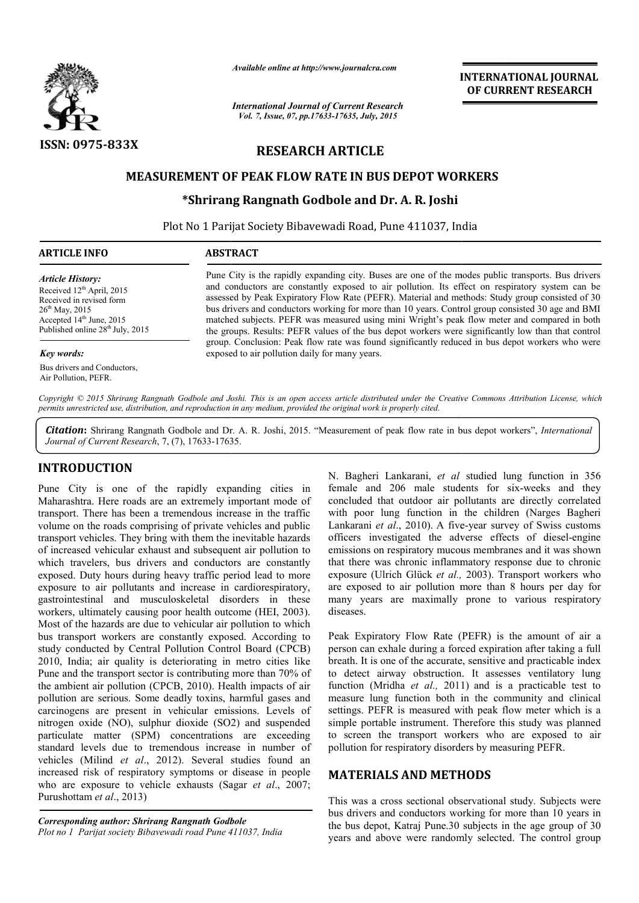*Available online at http://www.journalcra.com*

*International Journal of Current Research*

**INTERNATIONAL JOURNAL OF CURRENT RESEARCH**

ISSN: 0975-833X

## RESEARCH ARTICLE

# MEASUREMENT OF PEAK FLOW RATE IN BUS DEPOT WORKERS

### *Shrirang Rangnath Godbole and Dr. A. R. Joshi

Plot No 1 Parijat Society Bibavewadi Road, Pune 411037, India

**ARTICLE INFO**

*Article History:*

Received 12[th] April, 2015
Received in revised form 26[th] May, 2015
Accepted 14[th] June, 2015
Published online 28[th] July, 2015

*Key words:*

Bus drivers and Conductors, Air Pollution, PEFR.

**ABSTRACT**

Pune City is the rapidly expanding city. Buses are one of the modes public transports. Bus drivers and conductors are constantly exposed to air pollution. Its effect on respiratory system can be assessed by Peak Expiratory Flow Rate (PEFR). Material and methods: Study group consisted of 30 bus drivers and conductors working for more than 10 years. Control group consisted 30 age and BMI matched subjects. PEFR was measured using mini Wright's peak flow meter and compared in both the groups. Results: PEFR values of the bus depot workers were significantly low than that control group. Conclusion: Peak flow rate was found significantly reduced in bus depot workers who were exposed to air pollution daily for many years.

*Copyright © 2015 Shrirang Rangnath Godbole and Joshi. This is an open access article distributed under the Creative Commons Attribution License, which permits unrestricted use, distribution, and reproduction in any medium, provided the original work is properly cited.*

***Citation***: Shrirang Rangnath Godbole and Dr. A. R. Joshi, 2015. "Measurement of peak flow rate in bus depot workers", *International Journal of Current Research*, 7, (7), 17633-17635.

## INTRODUCTION

Pune City is one of the rapidly expanding cities in Maharashtra. Here roads are an extremely important mode of transport. There has been a tremendous increase in the traffic volume on the roads comprising of private vehicles and public transport vehicles. They bring with them the inevitable hazards of increased vehicular exhaust and subsequent air pollution to which travelers, bus drivers and conductors are constantly exposed. Duty hours during heavy traffic period lead to more exposure to air pollutants and increase in cardiorespiratory, gastrointestinal and musculoskeletal disorders in these workers, ultimately causing poor health outcome (HEI, 2003). Most of the hazards are due to vehicular air pollution to which bus transport workers are constantly exposed. According to study conducted by Central Pollution Control Board (CPCB) 2010, India; air quality is deteriorating in metro cities like Pune and the transport sector is contributing more than 70% of the ambient air pollution (CPCB, 2010). Health impacts of air pollution are serious. Some deadly toxins, harmful gases and carcinogens are present in vehicular emissions. Levels of nitrogen oxide (NO), sulphur dioxide ($SO_2$) and suspended particulate matter (SPM) concentrations are exceeding standard levels due to tremendous increase in number of vehicles (Milind *et al*., 2012). Several studies found an increased risk of respiratory symptoms or disease in people who are exposure to vehicle exhausts (Sagar *et al*., 2007; Purushottam *et al*., 2013)

N. Bagheri Lankarani, *et al* studied lung function in 356 female and 206 male students for six-weeks and they concluded that outdoor air pollutants are directly correlated with poor lung function in the children (Narges Bagheri Lankarani *et al*., 2010). A five-year survey of Swiss customs officers investigated the adverse effects of diesel-engine emissions on respiratory mucous membranes and it was shown that there was chronic inflammatory response due to chronic exposure (Ulrich Glück *et al.,* 2003). Transport workers who are exposed to air pollution more than 8 hours per day for many years are maximally prone to various respiratory diseases.

Peak Expiratory Flow Rate (PEFR) is the amount of air a person can exhale during a forced expiration after taking a full breath. It is one of the accurate, sensitive and practicable index to detect airway obstruction. It assesses ventilatory lung function (Mridha *et al.,* 2011) and is a practicable test to measure lung function both in the community and clinical settings. PEFR is measured with peak flow meter which is a simple portable instrument. Therefore this study was planned to screen the transport workers who are exposed to air pollution for respiratory disorders by measuring PEFR.

## MATERIALS AND METHODS

This was a cross sectional observational study. Subjects were bus drivers and conductors working for more than 10 years in the bus depot, Katraj Pune.30 subjects in the age group of 30 years and above were randomly selected. The control group

***Corresponding author: Shrirang Rangnath Godbole***
*Plot no 1 Parijat society Bibavewadi road Pune 411037, India*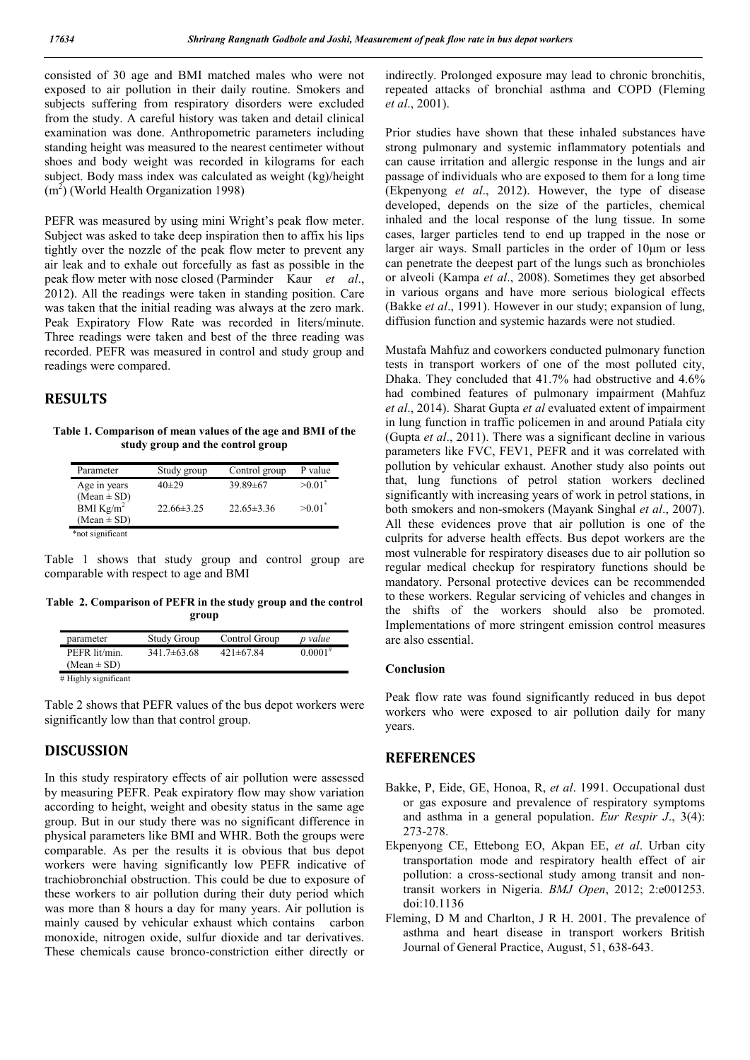consisted of 30 age and BMI matched males who were not exposed to air pollution in their daily routine. Smokers and subjects suffering from respiratory disorders were excluded from the study. A careful history was taken and detail clinical examination was done. Anthropometric parameters including standing height was measured to the nearest centimeter without shoes and body weight was recorded in kilograms for each subject. Body mass index was calculated as weight (kg)/height ($m^2$) (World Health Organization 1998)

PEFR was measured by using mini Wright's peak flow meter. Subject was asked to take deep inspiration then to affix his lips tightly over the nozzle of the peak flow meter to prevent any air leak and to exhale out forcefully as fast as possible in the peak flow meter with nose closed (Parminder Kaur *et al*., 2012). All the readings were taken in standing position. Care was taken that the initial reading was always at the zero mark. Peak Expiratory Flow Rate was recorded in liters/minute. Three readings were taken and best of the three reading was recorded. PEFR was measured in control and study group and readings were compared.

## RESULTS

**Table 1. Comparison of mean values of the age and BMI of the study group and the control group**

| Parameter | Study group | Control group | P value |
|---|---|---|---|
| Age in years (Mean ± SD) | 40±29 | 39.89±67 | >0.01* |
| BMI $Kg/m^2$ (Mean ± SD) | 22.66±3.25 | 22.65±3.36 | >0.01* |

*not significant

Table 1 shows that study group and control group are comparable with respect to age and BMI

**Table 2. Comparison of PEFR in the study group and the control group**

| parameter | Study Group | Control Group | *p value* |
|---|---|---|---|
| PEFR lit/min. (Mean ± SD) | 341.7±63.68 | 421±67.84 | 0.0001# |

# Highly significant

Table 2 shows that PEFR values of the bus depot workers were significantly low than that control group.

## DISCUSSION

In this study respiratory effects of air pollution were assessed by measuring PEFR. Peak expiratory flow may show variation according to height, weight and obesity status in the same age group. But in our study there was no significant difference in physical parameters like BMI and WHR. Both the groups were comparable. As per the results it is obvious that bus depot workers were having significantly low PEFR indicative of trachiobronchial obstruction. This could be due to exposure of these workers to air pollution during their duty period which was more than 8 hours a day for many years. Air pollution is mainly caused by vehicular exhaust which contains carbon monoxide, nitrogen oxide, sulfur dioxide and tar derivatives. These chemicals cause bronco-constriction either directly or indirectly. Prolonged exposure may lead to chronic bronchitis, repeated attacks of bronchial asthma and COPD (Fleming *et al*., 2001).

Prior studies have shown that these inhaled substances have strong pulmonary and systemic inflammatory potentials and can cause irritation and allergic response in the lungs and air passage of individuals who are exposed to them for a long time (Ekpenyong *et al*., 2012). However, the type of disease developed, depends on the size of the particles, chemical inhaled and the local response of the lung tissue. In some cases, larger particles tend to end up trapped in the nose or larger air ways. Small particles in the order of 10μm or less can penetrate the deepest part of the lungs such as bronchioles or alveoli (Kampa *et al*., 2008). Sometimes they get absorbed in various organs and have more serious biological effects (Bakke *et al*., 1991). However in our study; expansion of lung, diffusion function and systemic hazards were not studied.

Mustafa Mahfuz and coworkers conducted pulmonary function tests in transport workers of one of the most polluted city, Dhaka. They concluded that 41.7% had obstructive and 4.6% had combined features of pulmonary impairment (Mahfuz *et al*., 2014). Sharat Gupta *et al* evaluated extent of impairment in lung function in traffic policemen in and around Patiala city (Gupta *et al*., 2011). There was a significant decline in various parameters like FVC, FEV1, PEFR and it was correlated with pollution by vehicular exhaust. Another study also points out that, lung functions of petrol station workers declined significantly with increasing years of work in petrol stations, in both smokers and non-smokers (Mayank Singhal *et al*., 2007). All these evidences prove that air pollution is one of the culprits for adverse health effects. Bus depot workers are the most vulnerable for respiratory diseases due to air pollution so regular medical checkup for respiratory functions should be mandatory. Personal protective devices can be recommended to these workers. Regular servicing of vehicles and changes in the shifts of the workers should also be promoted. Implementations of more stringent emission control measures are also essential.

### Conclusion

Peak flow rate was found significantly reduced in bus depot workers who were exposed to air pollution daily for many years.

## REFERENCES

- Bakke, P, Eide, GE, Honoa, R, *et al*. 1991. Occupational dust or gas exposure and prevalence of respiratory symptoms and asthma in a general population. *Eur Respir J*., 3(4): 273-278.
- Ekpenyong CE, Ettebong EO, Akpan EE, *et al*. Urban city transportation mode and respiratory health effect of air pollution: a cross-sectional study among transit and non-transit workers in Nigeria. *BMJ Open*, 2012; 2:e001253. doi:10.1136
- Fleming, D M and Charlton, J R H. 2001. The prevalence of asthma and heart disease in transport workers British Journal of General Practice, August, 51, 638-643.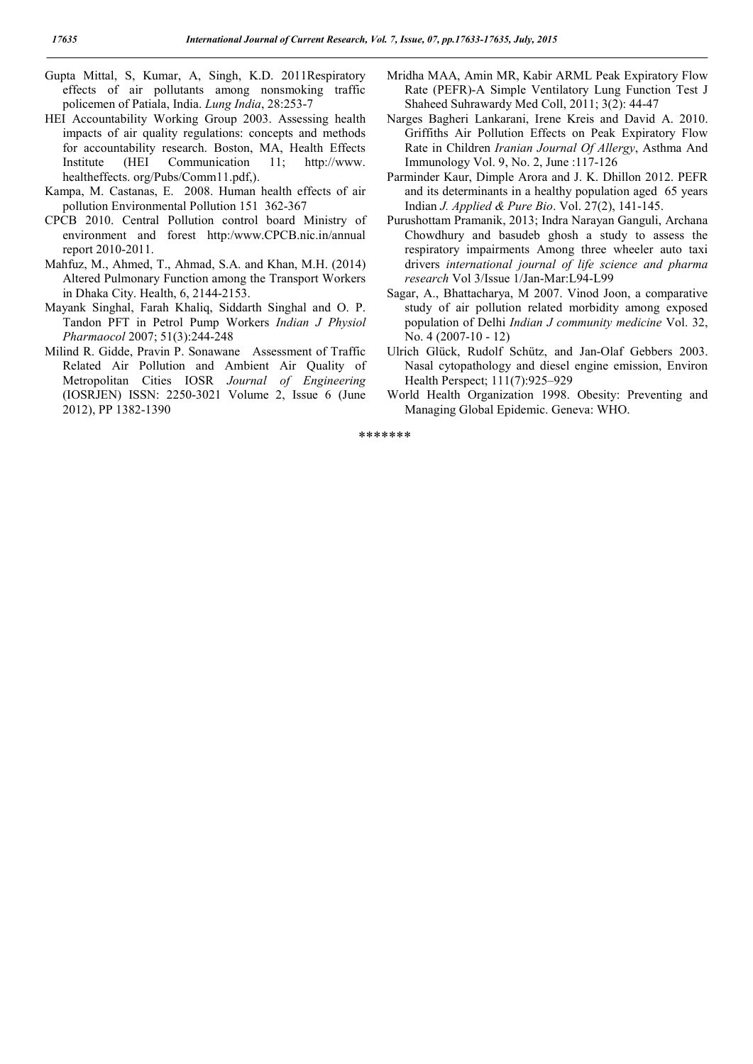Gupta Mittal, S, Kumar, A, Singh, K.D. 2011Respiratory effects of air pollutants among nonsmoking traffic policemen of Patiala, India. *Lung India*, 28:253-7

HEI Accountability Working Group 2003. Assessing health impacts of air quality regulations: concepts and methods for accountability research. Boston, MA, Health Effects Institute (HEI Communication 11; http://www.healtheffects. org/Pubs/Comm11.pdf,).

Kampa, M. Castanas, E. 2008. Human health effects of air pollution Environmental Pollution 151 362-367

CPCB 2010. Central Pollution control board Ministry of environment and forest http:/www.CPCB.nic.in/annual report 2010-2011.

Mahfuz, M., Ahmed, T., Ahmad, S.A. and Khan, M.H. (2014) Altered Pulmonary Function among the Transport Workers in Dhaka City. Health, 6, 2144-2153.

Mayank Singhal, Farah Khaliq, Siddarth Singhal and O. P. Tandon PFT in Petrol Pump Workers *Indian J Physiol Pharmaocol* 2007; 51(3):244-248

Milind R. Gidde, Pravin P. Sonawane Assessment of Traffic Related Air Pollution and Ambient Air Quality of Metropolitan Cities IOSR *Journal of Engineering* (IOSRJEN) ISSN: 2250-3021 Volume 2, Issue 6 (June 2012), PP 1382-1390

Mridha MAA, Amin MR, Kabir ARML Peak Expiratory Flow Rate (PEFR)-A Simple Ventilatory Lung Function Test J Shaheed Suhrawardy Med Coll, 2011; 3(2): 44-47

Narges Bagheri Lankarani, Irene Kreis and David A. 2010. Griffiths Air Pollution Effects on Peak Expiratory Flow Rate in Children *Iranian Journal Of Allergy*, Asthma And Immunology Vol. 9, No. 2, June :117-126

Parminder Kaur, Dimple Arora and J. K. Dhillon 2012. PEFR and its determinants in a healthy population aged 65 years Indian *J. Applied & Pure Bio*. Vol. 27(2), 141-145.

Purushottam Pramanik, 2013; Indra Narayan Ganguli, Archana Chowdhury and basudeb ghosh a study to assess the respiratory impairments Among three wheeler auto taxi drivers *international journal of life science and pharma research* Vol 3/Issue 1/Jan-Mar:L94-L99

Sagar, A., Bhattacharya, M 2007. Vinod Joon, a comparative study of air pollution related morbidity among exposed population of Delhi *Indian J community medicine* Vol. 32, No. 4 (2007-10 - 12)

Ulrich Glück, Rudolf Schütz, and Jan-Olaf Gebbers 2003. Nasal cytopathology and diesel engine emission, Environ Health Perspect; 111(7):925–929

World Health Organization 1998. Obesity: Preventing and Managing Global Epidemic. Geneva: WHO.

\*\*\*\*\*\*\*